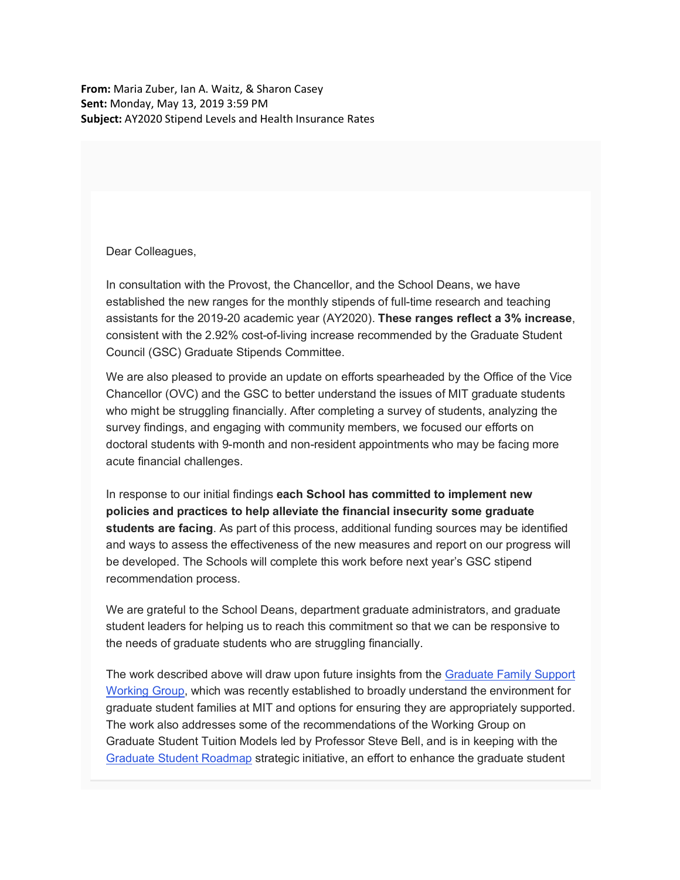**From:** Maria Zuber, Ian A. Waitz, & Sharon Casey
**Sent:** Monday, May 13, 2019 3:59 PM
**Subject:** AY2020 Stipend Levels and Health Insurance Rates

Dear Colleagues,

In consultation with the Provost, the Chancellor, and the School Deans, we have established the new ranges for the monthly stipends of full-time research and teaching assistants for the 2019-20 academic year (AY2020). **These ranges reflect a 3% increase**, consistent with the 2.92% cost-of-living increase recommended by the Graduate Student Council (GSC) Graduate Stipends Committee.

We are also pleased to provide an update on efforts spearheaded by the Office of the Vice Chancellor (OVC) and the GSC to better understand the issues of MIT graduate students who might be struggling financially. After completing a survey of students, analyzing the survey findings, and engaging with community members, we focused our efforts on doctoral students with 9-month and non-resident appointments who may be facing more acute financial challenges.

In response to our initial findings **each School has committed to implement new policies and practices to help alleviate the financial insecurity some graduate students are facing**. As part of this process, additional funding sources may be identified and ways to assess the effectiveness of the new measures and report on our progress will be developed. The Schools will complete this work before next year's GSC stipend recommendation process.

We are grateful to the School Deans, department graduate administrators, and graduate student leaders for helping us to reach this commitment so that we can be responsive to the needs of graduate students who are struggling financially.

The work described above will draw upon future insights from the Graduate Family Support Working Group, which was recently established to broadly understand the environment for graduate student families at MIT and options for ensuring they are appropriately supported. The work also addresses some of the recommendations of the Working Group on Graduate Student Tuition Models led by Professor Steve Bell, and is in keeping with the Graduate Student Roadmap strategic initiative, an effort to enhance the graduate student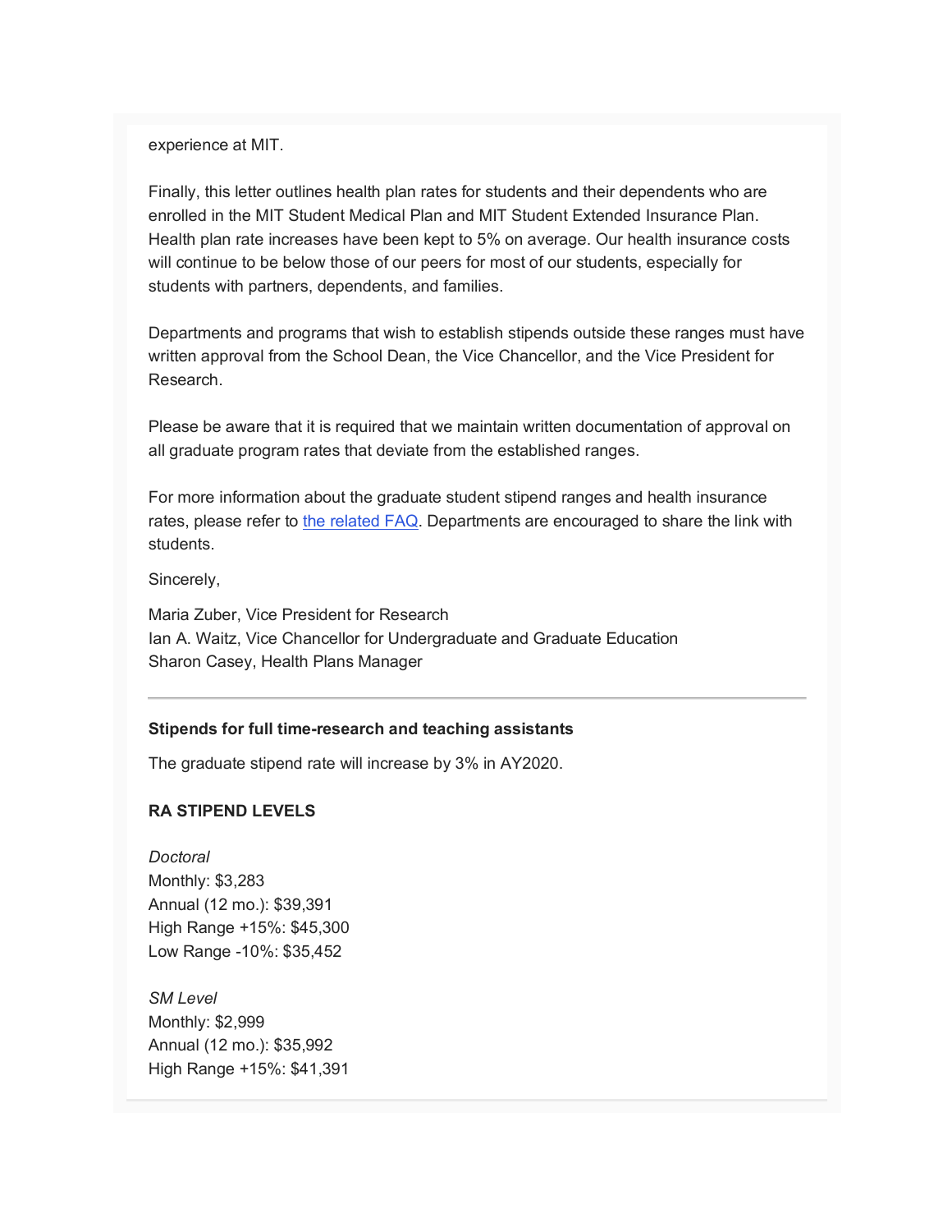experience at MIT.

Finally, this letter outlines health plan rates for students and their dependents who are enrolled in the MIT Student Medical Plan and MIT Student Extended Insurance Plan. Health plan rate increases have been kept to 5% on average. Our health insurance costs will continue to be below those of our peers for most of our students, especially for students with partners, dependents, and families.

Departments and programs that wish to establish stipends outside these ranges must have written approval from the School Dean, the Vice Chancellor, and the Vice President for Research.

Please be aware that it is required that we maintain written documentation of approval on all graduate program rates that deviate from the established ranges.

For more information about the graduate student stipend ranges and health insurance rates, please refer to [the related FAQ](). Departments are encouraged to share the link with students.

Sincerely,

Maria Zuber, Vice President for Research
Ian A. Waitz, Vice Chancellor for Undergraduate and Graduate Education
Sharon Casey, Health Plans Manager

---

**Stipends for full time-research and teaching assistants**

The graduate stipend rate will increase by 3% in AY2020.

**RA STIPEND LEVELS**

*Doctoral*
Monthly: $3,283
Annual (12 mo.): $39,391
High Range +15%: $45,300
Low Range -10%: $35,452

*SM Level*
Monthly: $2,999
Annual (12 mo.): $35,992
High Range +15%: $41,391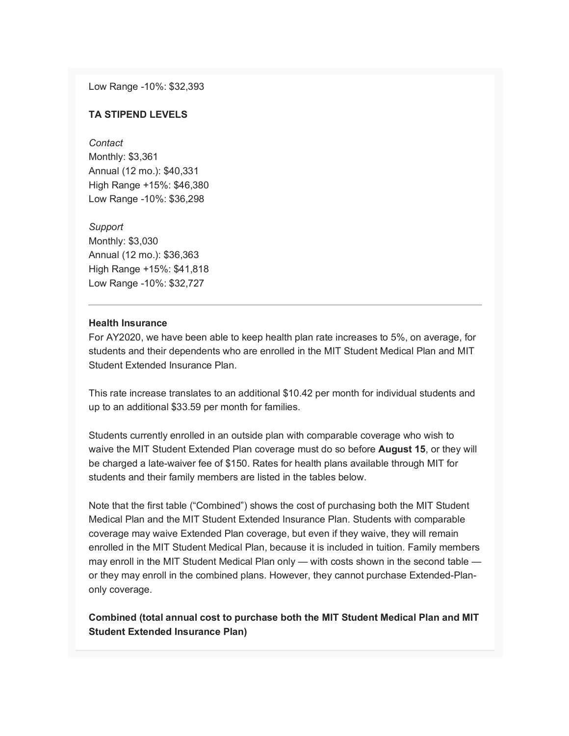Low Range -10%: $32,393

**TA STIPEND LEVELS**

*Contact*
Monthly: $3,361
Annual (12 mo.): $40,331
High Range +15%: $46,380
Low Range -10%: $36,298

*Support*
Monthly: $3,030
Annual (12 mo.): $36,363
High Range +15%: $41,818
Low Range -10%: $32,727

---

**Health Insurance**
For AY2020, we have been able to keep health plan rate increases to 5%, on average, for students and their dependents who are enrolled in the MIT Student Medical Plan and MIT Student Extended Insurance Plan.

This rate increase translates to an additional $10.42 per month for individual students and up to an additional $33.59 per month for families.

Students currently enrolled in an outside plan with comparable coverage who wish to waive the MIT Student Extended Plan coverage must do so before **August 15**, or they will be charged a late-waiver fee of $150. Rates for health plans available through MIT for students and their family members are listed in the tables below.

Note that the first table ("Combined") shows the cost of purchasing both the MIT Student Medical Plan and the MIT Student Extended Insurance Plan. Students with comparable coverage may waive Extended Plan coverage, but even if they waive, they will remain enrolled in the MIT Student Medical Plan, because it is included in tuition. Family members may enroll in the MIT Student Medical Plan only — with costs shown in the second table — or they may enroll in the combined plans. However, they cannot purchase Extended-Plan-only coverage.

**Combined (total annual cost to purchase both the MIT Student Medical Plan and MIT Student Extended Insurance Plan)**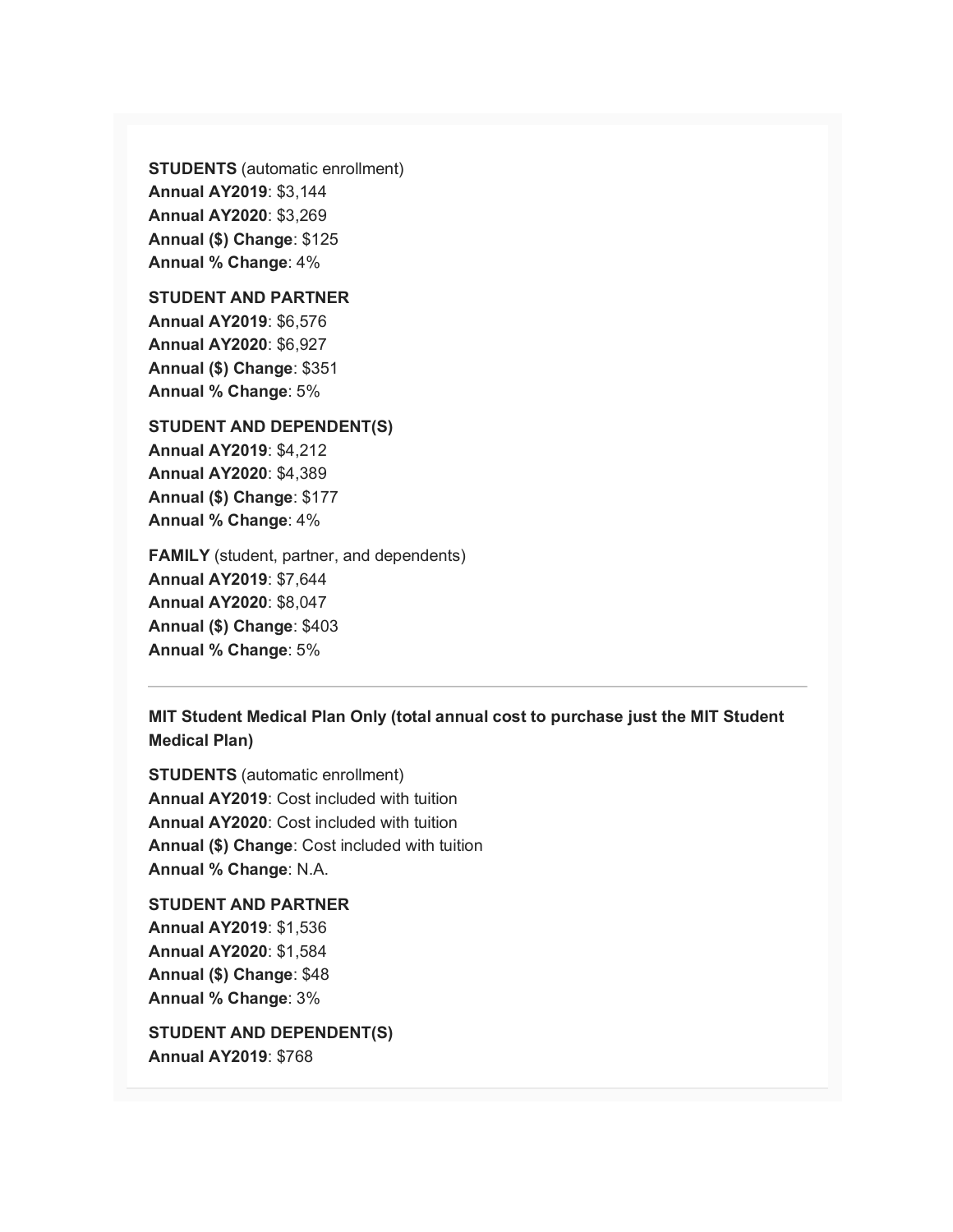**STUDENTS** (automatic enrollment)
**Annual AY2019**: $3,144
**Annual AY2020**: $3,269
**Annual ($) Change**: $125
**Annual % Change**: 4%

**STUDENT AND PARTNER**
**Annual AY2019**: $6,576
**Annual AY2020**: $6,927
**Annual ($) Change**: $351
**Annual % Change**: 5%

**STUDENT AND DEPENDENT(S)**
**Annual AY2019**: $4,212
**Annual AY2020**: $4,389
**Annual ($) Change**: $177
**Annual % Change**: 4%

**FAMILY** (student, partner, and dependents)
**Annual AY2019**: $7,644
**Annual AY2020**: $8,047
**Annual ($) Change**: $403
**Annual % Change**: 5%

---

**MIT Student Medical Plan Only (total annual cost to purchase just the MIT Student Medical Plan)**

**STUDENTS** (automatic enrollment)
**Annual AY2019**: Cost included with tuition
**Annual AY2020**: Cost included with tuition
**Annual ($) Change**: Cost included with tuition
**Annual % Change**: N.A.

**STUDENT AND PARTNER**
**Annual AY2019**: $1,536
**Annual AY2020**: $1,584
**Annual ($) Change**: $48
**Annual % Change**: 3%

**STUDENT AND DEPENDENT(S)**
**Annual AY2019**: $768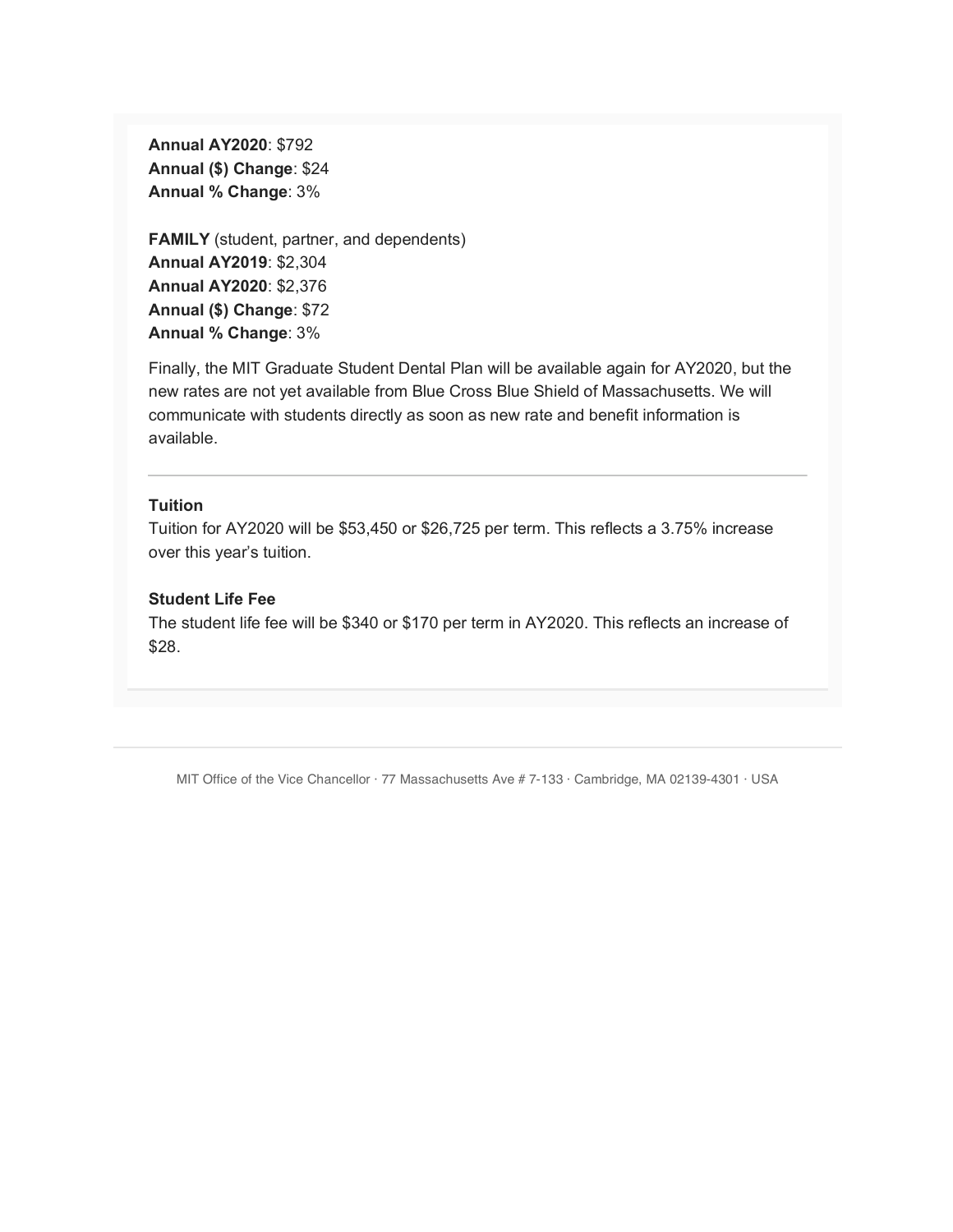**Annual AY2020**: $792
**Annual ($) Change**: $24
**Annual % Change**: 3%

**FAMILY** (student, partner, and dependents)
**Annual AY2019**: $2,304
**Annual AY2020**: $2,376
**Annual ($) Change**: $72
**Annual % Change**: 3%

Finally, the MIT Graduate Student Dental Plan will be available again for AY2020, but the new rates are not yet available from Blue Cross Blue Shield of Massachusetts. We will communicate with students directly as soon as new rate and benefit information is available.

---

**Tuition**

Tuition for AY2020 will be $53,450 or $26,725 per term. This reflects a 3.75% increase over this year's tuition.

**Student Life Fee**

The student life fee will be $340 or $170 per term in AY2020. This reflects an increase of $28.

MIT Office of the Vice Chancellor · 77 Massachusetts Ave # 7-133 · Cambridge, MA 02139-4301 · USA